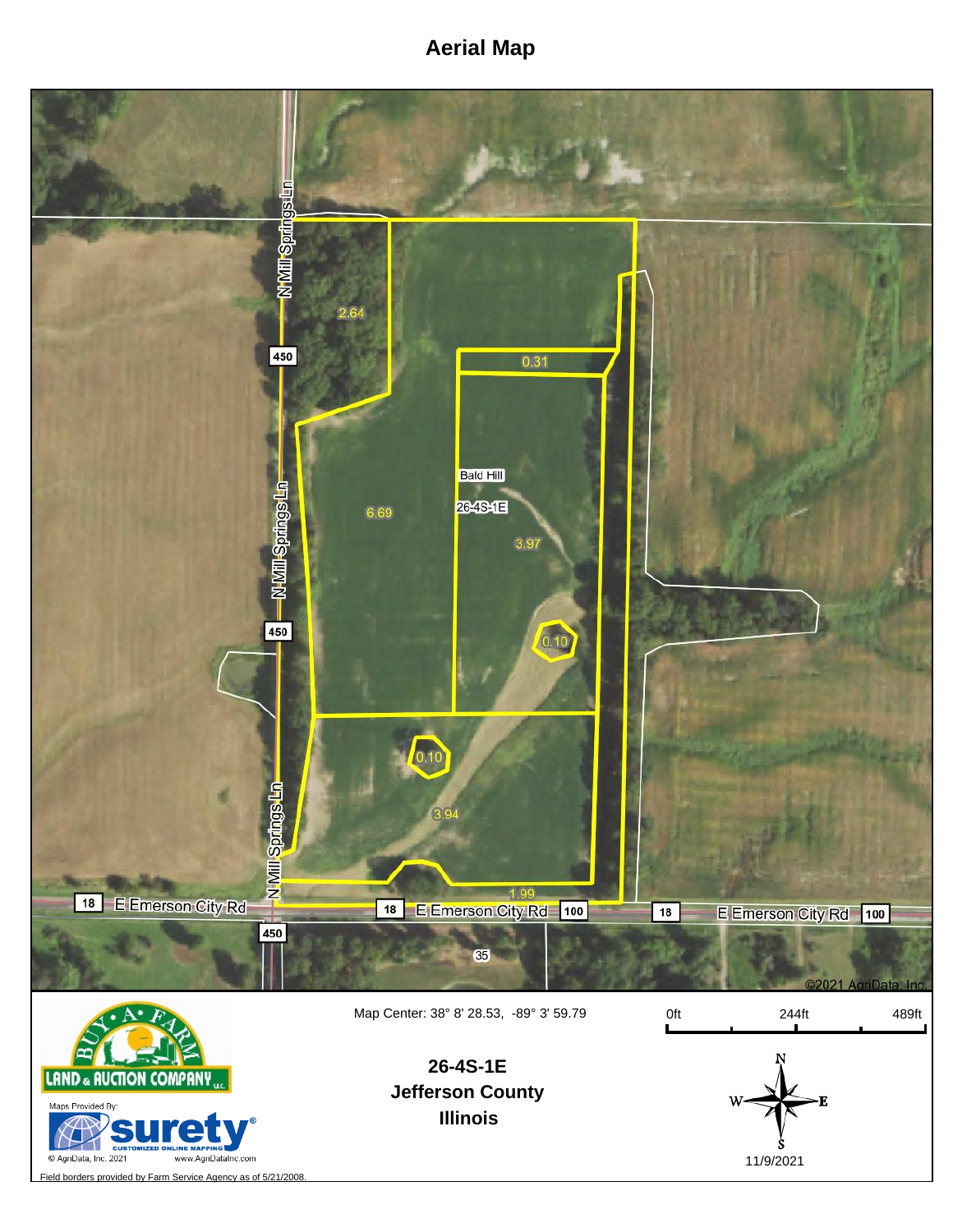# Aerial Map

N Mill Springs Ln

450

2.64

0.31

Bald Hill

26-4S-1E

6.69

3.97

0.10

0.10

3.94

1.99

18 E Emerson City Rd

18 E Emerson City Rd 100

18 E Emerson City Rd 100

35

©2021 AgriData, Inc.

BUY-A-FARM LAND & AUCTION COMPANY LLC

Maps Provided By: surety® CUSTOMIZED ONLINE MAPPING

© AgriData, Inc. 2021 www.AgriDataInc.com

Map Center: 38° 8' 28.53, -89° 3' 59.79

0ft 244ft 489ft

**26-4S-1E**
**Jefferson County**
**Illinois**

N W E S

11/9/2021

Field borders provided by Farm Service Agency as of 5/21/2008.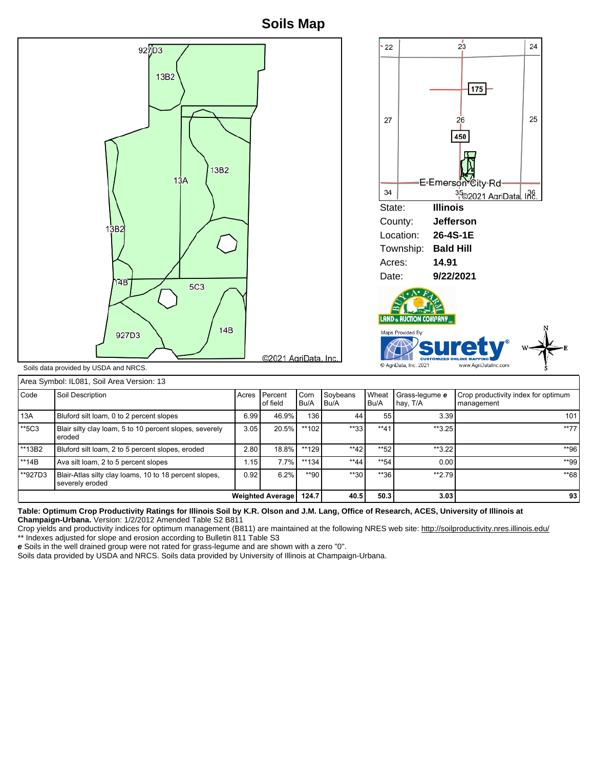# Soils Map

Soils data provided by USDA and NRCS.

©2021 AgriData, Inc.

| | |
|---|---|
| State: | **Illinois** |
| County: | **Jefferson** |
| Location: | **26-4S-1E** |
| Township: | **Bald Hill** |
| Acres: | **14.91** |
| Date: | **9/22/2021** |

Maps Provided By: surety® CUSTOMIZED ONLINE MAPPING © AgriData, Inc. 2021 www.AgriDataInc.com

Area Symbol: IL081, Soil Area Version: 13

| Code | Soil Description | Acres | Percent of field | Corn Bu/A | Soybeans Bu/A | Wheat Bu/A | Grass-legume *e* hay, T/A | Crop productivity index for optimum management |
|---|---|---|---|---|---|---|---|---|
| 13A | Bluford silt loam, 0 to 2 percent slopes | 6.99 | 46.9% | 136 | 44 | 55 | 3.39 | 101 |
| **5C3 | Blair silty clay loam, 5 to 10 percent slopes, severely eroded | 3.05 | 20.5% | **102 | **33 | **41 | **3.25 | **77 |
| **13B2 | Bluford silt loam, 2 to 5 percent slopes, eroded | 2.80 | 18.8% | **129 | **42 | **52 | **3.22 | **96 |
| **14B | Ava silt loam, 2 to 5 percent slopes | 1.15 | 7.7% | **134 | **44 | **54 | 0.00 | **99 |
| **927D3 | Blair-Atlas silty clay loams, 10 to 18 percent slopes, severely eroded | 0.92 | 6.2% | **90 | **30 | **36 | **2.79 | **68 |
| | | | **Weighted Average** | **124.7** | **40.5** | **50.3** | **3.03** | **93** |

**Table: Optimum Crop Productivity Ratings for Illinois Soil by K.R. Olson and J.M. Lang, Office of Research, ACES, University of Illinois at Champaign-Urbana.** Version: 1/2/2012 Amended Table S2 B811

Crop yields and productivity indices for optimum management (B811) are maintained at the following NRES web site: http://soilproductivity.nres.illinois.edu/

** Indexes adjusted for slope and erosion according to Bulletin 811 Table S3

***e*** Soils in the well drained group were not rated for grass-legume and are shown with a zero "0".

Soils data provided by USDA and NRCS. Soils data provided by University of Illinois at Champaign-Urbana.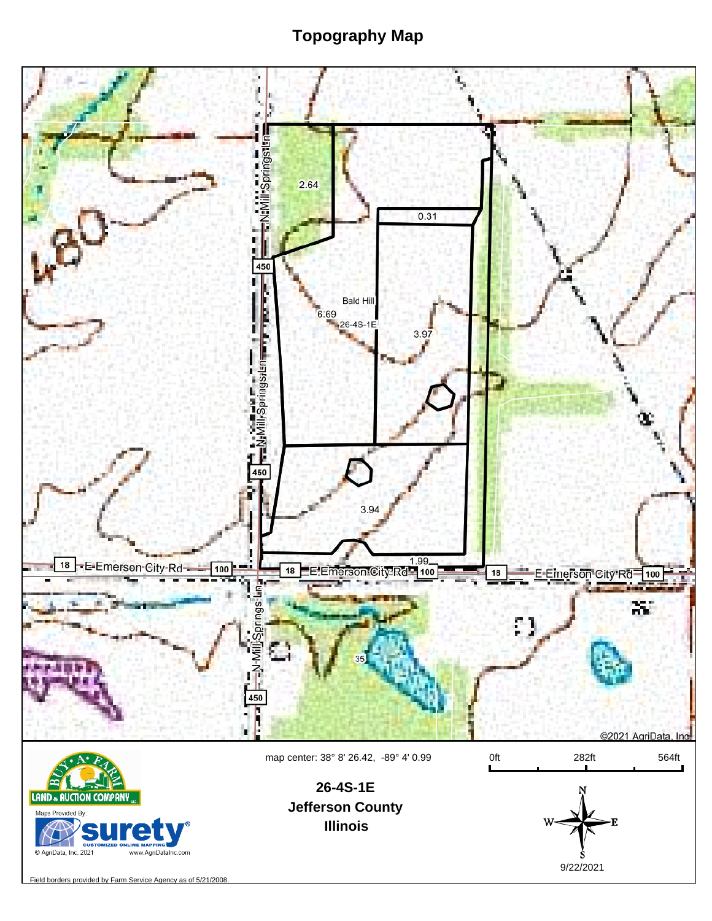# Topography Map

N Mill Springs Ln

2.64

0.31

450

Bald Hill

6.69

26-4S-1E

3.97

3.94

1.99

18 E Emerson City Rd 100

35

©2021 AgriData, Inc.

map center: 38° 8' 26.42, -89° 4' 0.99

0ft 282ft 564ft

**26-4S-1E**
**Jefferson County**
**Illinois**

9/22/2021

BUY-A-FARM LAND & AUCTION COMPANY LLC

Maps Provided By:
surety® CUSTOMIZED ONLINE MAPPING
© AgriData, Inc. 2021 www.AgriDataInc.com

Field borders provided by Farm Service Agency as of 5/21/2008.